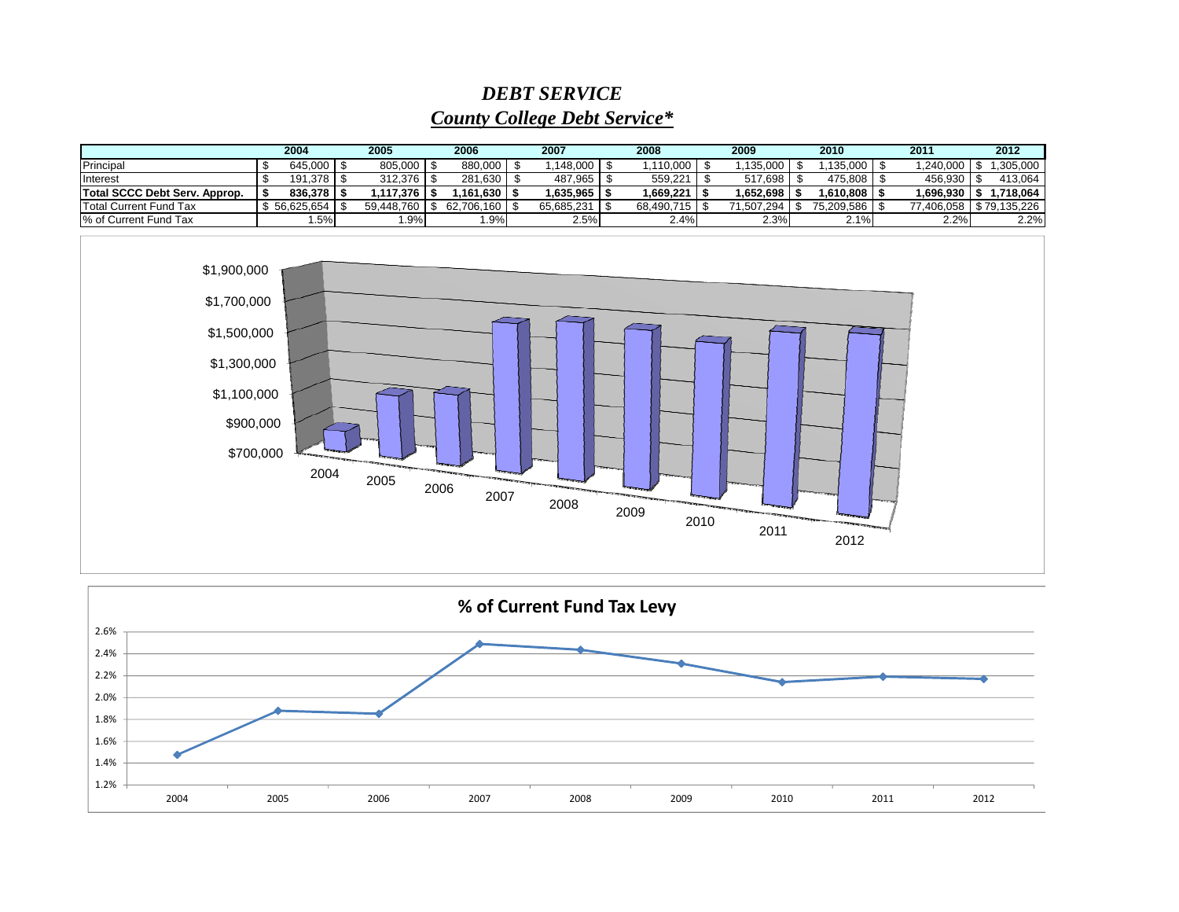# *DEBT SERVICE*

## *County College Debt Service**

| | 2004 | 2005 | 2006 | 2007 | 2008 | 2009 | 2010 | 2011 | 2012 |
|---|---|---|---|---|---|---|---|---|---|
| Principal | $ 645,000 | $ 805,000 | $ 880,000 | $ 1,148,000 | $ 1,110,000 | $ 1,135,000 | $ 1,135,000 | $ 1,240,000 | $ 1,305,000 |
| Interest | $ 191,378 | $ 312,376 | $ 281,630 | $ 487,965 | $ 559,221 | $ 517,698 | $ 475,808 | $ 456,930 | $ 413,064 |
| **Total SCCC Debt Serv. Approp.** | **$ 836,378** | **$ 1,117,376** | **$ 1,161,630** | **$ 1,635,965** | **$ 1,669,221** | **$ 1,652,698** | **$ 1,610,808** | **$ 1,696,930** | **$ 1,718,064** |
| Total Current Fund Tax | $ 56,625,654 | $ 59,448,760 | $ 62,706,160 | $ 65,685,231 | $ 68,490,715 | $ 71,507,294 | $ 75,209,586 | $ 77,406,058 | $ 79,135,226 |
| % of Current Fund Tax | 1.5% | 1.9% | 1.9% | 2.5% | 2.4% | 2.3% | 2.1% | 2.2% | 2.2% |

**% of Current Fund Tax Levy**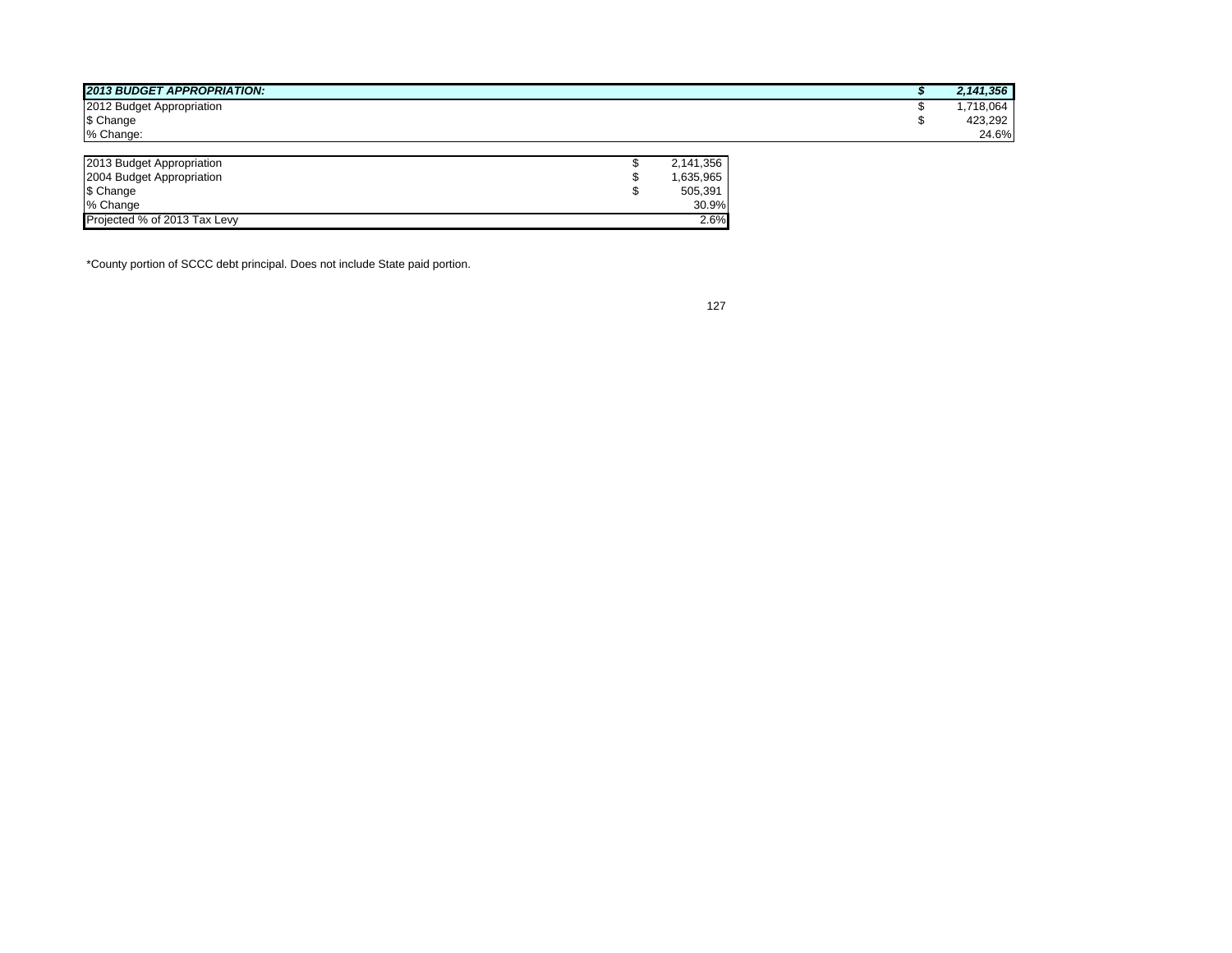| | | |
|---|---|---|
| ***2013 BUDGET APPROPRIATION:*** | ***$*** | ***2,141,356*** |
| 2012 Budget Appropriation | $ | 1,718,064 |
| $ Change | $ | 423,292 |
| % Change: | | 24.6% |

| | | |
|---|---|---|
| 2013 Budget Appropriation | $ | 2,141,356 |
| 2004 Budget Appropriation | $ | 1,635,965 |
| $ Change | $ | 505,391 |
| % Change | | 30.9% |
| Projected % of 2013 Tax Levy | | 2.6% |

*County portion of SCCC debt principal. Does not include State paid portion.